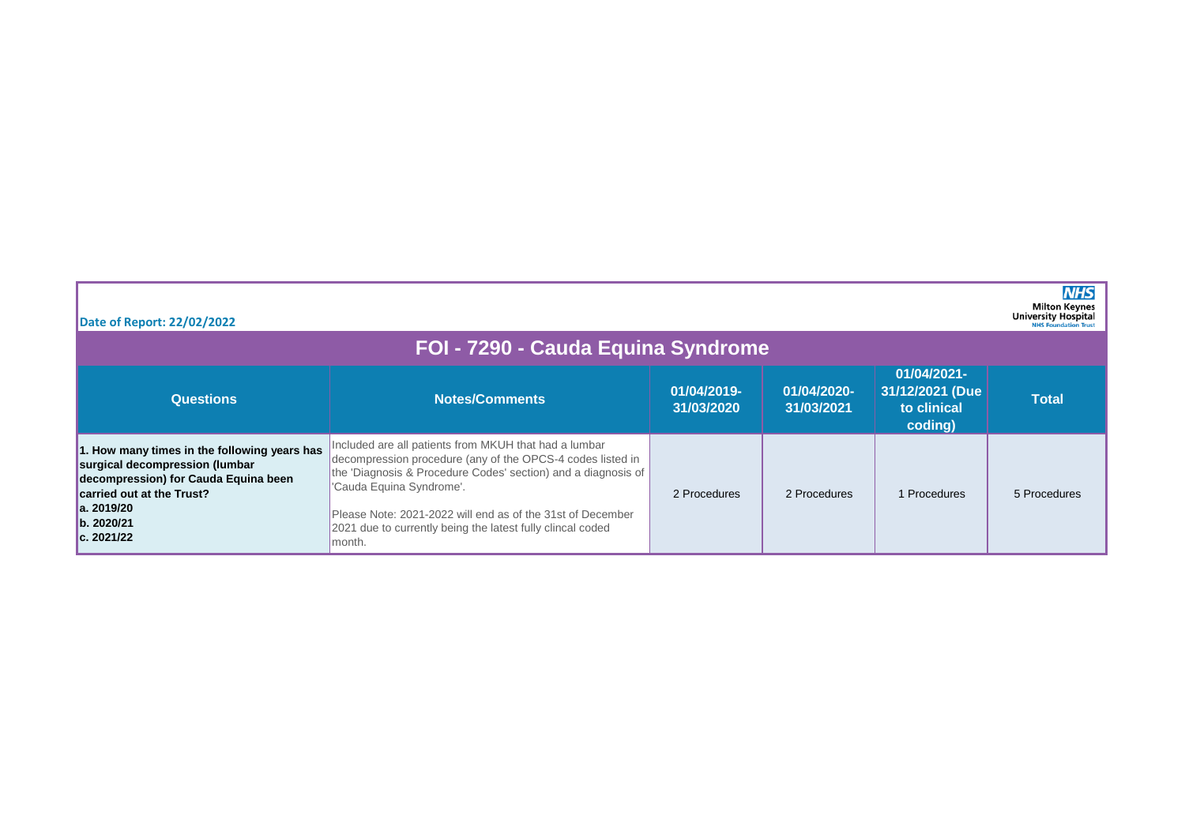Date of Report: 22/02/2022

Milton Keynes University Hospital NHS Foundation Trust

# FOI - 7290 - Cauda Equina Syndrome

| Questions | Notes/Comments | 01/04/2019-31/03/2020 | 01/04/2020-31/03/2021 | 01/04/2021-31/12/2021 (Due to clinical coding) | Total |
|---|---|---|---|---|---|
| **1. How many times in the following years has surgical decompression (lumbar decompression) for Cauda Equina been carried out at the Trust?<br>a. 2019/20<br>b. 2020/21<br>c. 2021/22** | Included are all patients from MKUH that had a lumbar decompression procedure (any of the OPCS-4 codes listed in the 'Diagnosis & Procedure Codes' section) and a diagnosis of 'Cauda Equina Syndrome'.<br><br>Please Note: 2021-2022 will end as of the 31st of December 2021 due to currently being the latest fully clincal coded month. | 2 Procedures | 2 Procedures | 1 Procedures | 5 Procedures |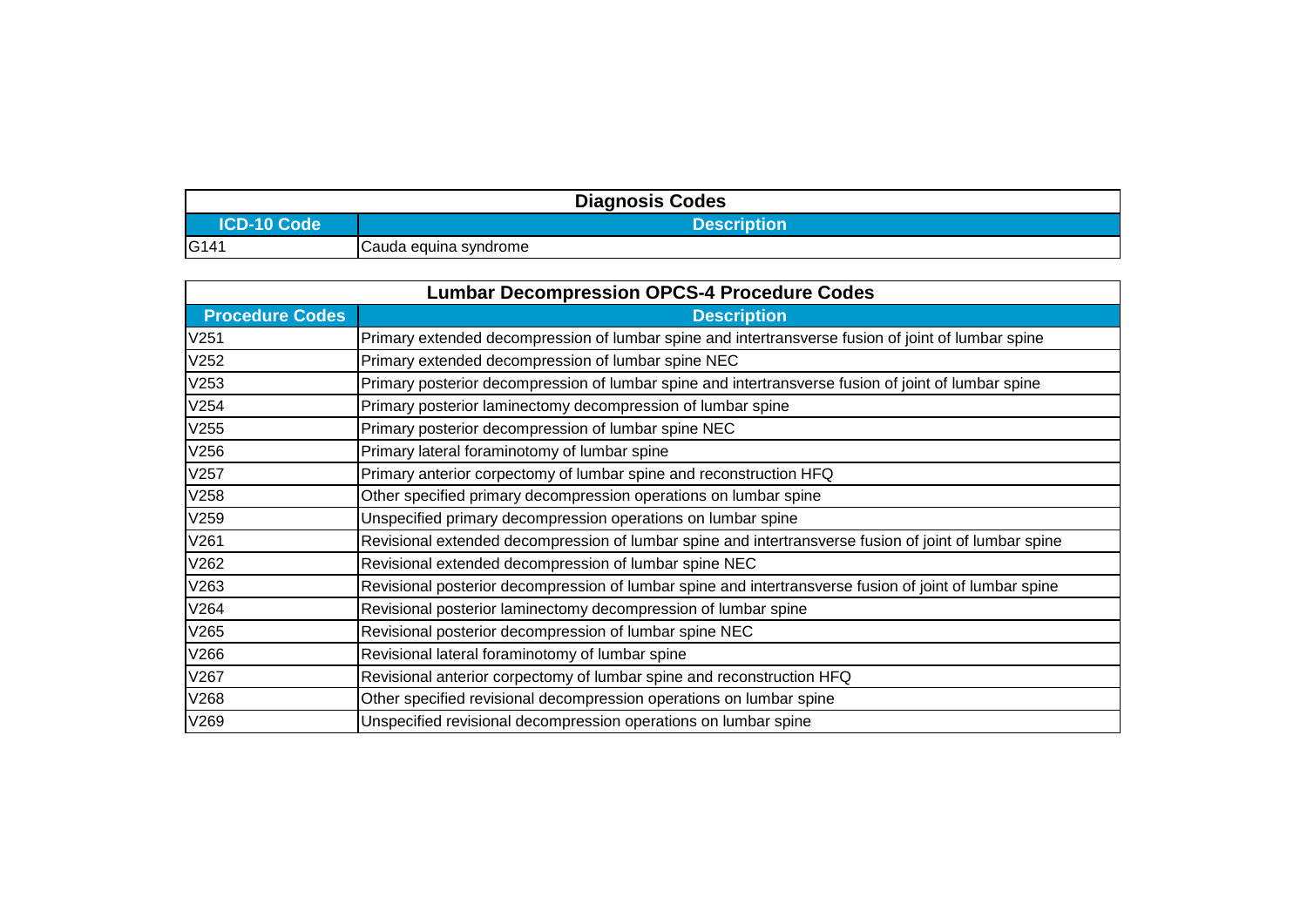| Diagnosis Codes | |
|---|---|
| **ICD-10 Code** | **Description** |
| G141 | Cauda equina syndrome |

| Lumbar Decompression OPCS-4 Procedure Codes | |
|---|---|
| **Procedure Codes** | **Description** |
| V251 | Primary extended decompression of lumbar spine and intertransverse fusion of joint of lumbar spine |
| V252 | Primary extended decompression of lumbar spine NEC |
| V253 | Primary posterior decompression of lumbar spine and intertransverse fusion of joint of lumbar spine |
| V254 | Primary posterior laminectomy decompression of lumbar spine |
| V255 | Primary posterior decompression of lumbar spine NEC |
| V256 | Primary lateral foraminotomy of lumbar spine |
| V257 | Primary anterior corpectomy of lumbar spine and reconstruction HFQ |
| V258 | Other specified primary decompression operations on lumbar spine |
| V259 | Unspecified primary decompression operations on lumbar spine |
| V261 | Revisional extended decompression of lumbar spine and intertransverse fusion of joint of lumbar spine |
| V262 | Revisional extended decompression of lumbar spine NEC |
| V263 | Revisional posterior decompression of lumbar spine and intertransverse fusion of joint of lumbar spine |
| V264 | Revisional posterior laminectomy decompression of lumbar spine |
| V265 | Revisional posterior decompression of lumbar spine NEC |
| V266 | Revisional lateral foraminotomy of lumbar spine |
| V267 | Revisional anterior corpectomy of lumbar spine and reconstruction HFQ |
| V268 | Other specified revisional decompression operations on lumbar spine |
| V269 | Unspecified revisional decompression operations on lumbar spine |